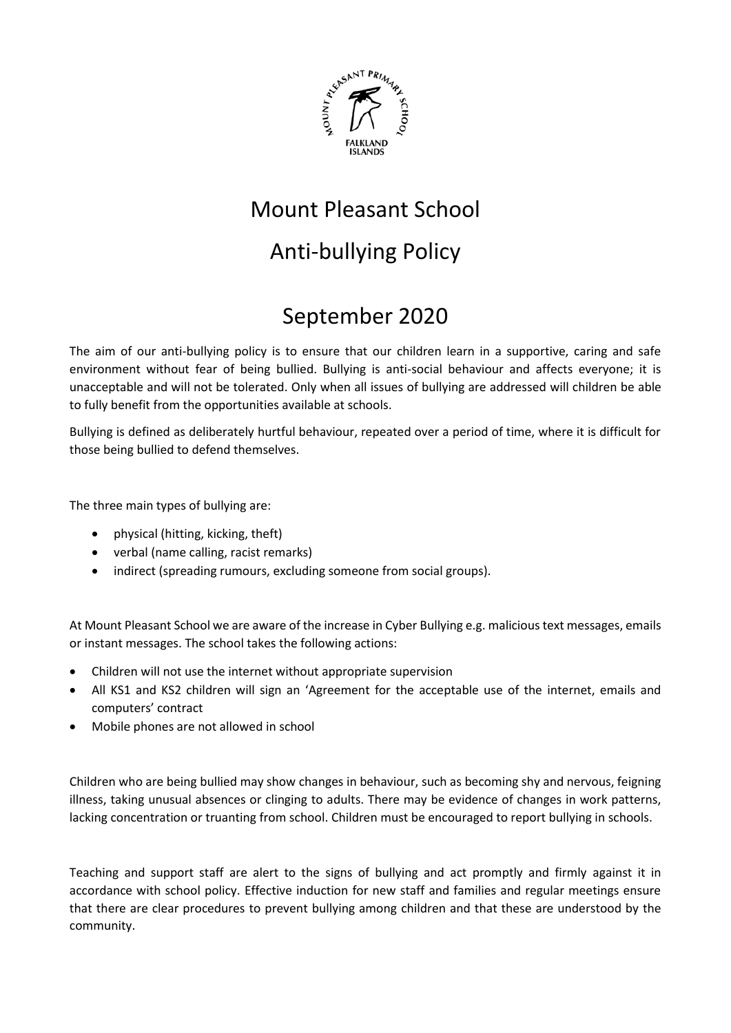# Mount Pleasant School

# Anti-bullying Policy

# September 2020

The aim of our anti-bullying policy is to ensure that our children learn in a supportive, caring and safe environment without fear of being bullied. Bullying is anti-social behaviour and affects everyone; it is unacceptable and will not be tolerated. Only when all issues of bullying are addressed will children be able to fully benefit from the opportunities available at schools.

Bullying is defined as deliberately hurtful behaviour, repeated over a period of time, where it is difficult for those being bullied to defend themselves.

The three main types of bullying are:

- physical (hitting, kicking, theft)
- verbal (name calling, racist remarks)
- indirect (spreading rumours, excluding someone from social groups).

At Mount Pleasant School we are aware of the increase in Cyber Bullying e.g. malicious text messages, emails or instant messages. The school takes the following actions:

- Children will not use the internet without appropriate supervision
- All KS1 and KS2 children will sign an 'Agreement for the acceptable use of the internet, emails and computers' contract
- Mobile phones are not allowed in school

Children who are being bullied may show changes in behaviour, such as becoming shy and nervous, feigning illness, taking unusual absences or clinging to adults. There may be evidence of changes in work patterns, lacking concentration or truanting from school. Children must be encouraged to report bullying in schools.

Teaching and support staff are alert to the signs of bullying and act promptly and firmly against it in accordance with school policy. Effective induction for new staff and families and regular meetings ensure that there are clear procedures to prevent bullying among children and that these are understood by the community.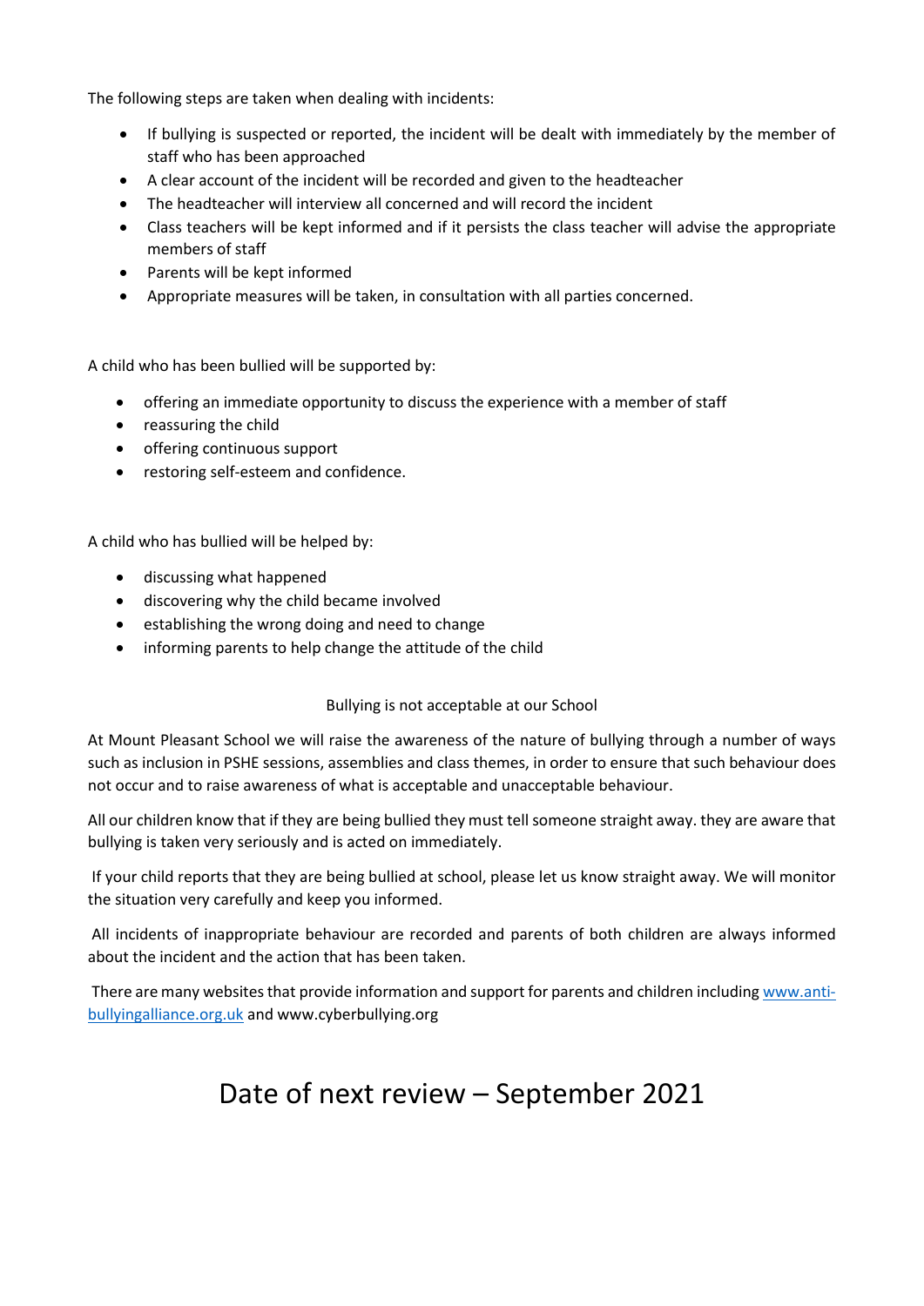The following steps are taken when dealing with incidents:

- If bullying is suspected or reported, the incident will be dealt with immediately by the member of staff who has been approached
- A clear account of the incident will be recorded and given to the headteacher
- The headteacher will interview all concerned and will record the incident
- Class teachers will be kept informed and if it persists the class teacher will advise the appropriate members of staff
- Parents will be kept informed
- Appropriate measures will be taken, in consultation with all parties concerned.

A child who has been bullied will be supported by:

- offering an immediate opportunity to discuss the experience with a member of staff
- reassuring the child
- offering continuous support
- restoring self-esteem and confidence.

A child who has bullied will be helped by:

- discussing what happened
- discovering why the child became involved
- establishing the wrong doing and need to change
- informing parents to help change the attitude of the child

Bullying is not acceptable at our School

At Mount Pleasant School we will raise the awareness of the nature of bullying through a number of ways such as inclusion in PSHE sessions, assemblies and class themes, in order to ensure that such behaviour does not occur and to raise awareness of what is acceptable and unacceptable behaviour.

All our children know that if they are being bullied they must tell someone straight away. they are aware that bullying is taken very seriously and is acted on immediately.

If your child reports that they are being bullied at school, please let us know straight away. We will monitor the situation very carefully and keep you informed.

All incidents of inappropriate behaviour are recorded and parents of both children are always informed about the incident and the action that has been taken.

There are many websites that provide information and support for parents and children including [www.anti-bullyingalliance.org.uk](http://www.anti-bullyingalliance.org.uk) and www.cyberbullying.org

# Date of next review – September 2021